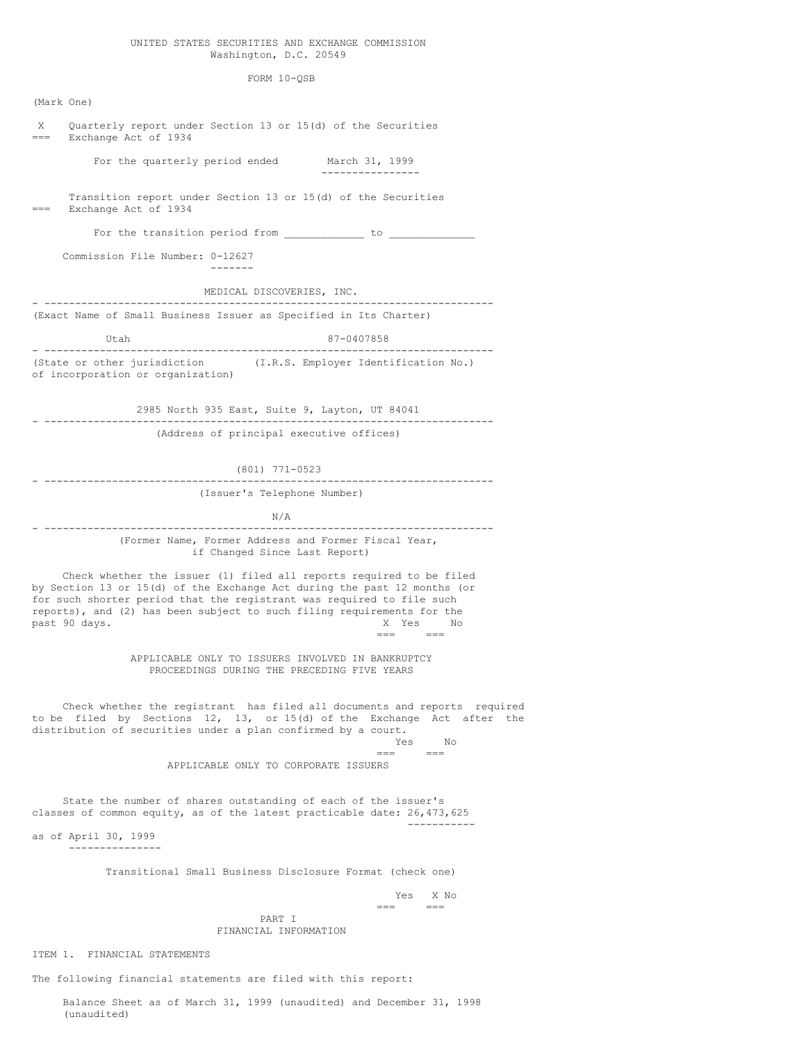UNITED STATES SECURITIES AND EXCHANGE COMMISSION
Washington, D.C. 20549

FORM 10-QSB

(Mark One)

X Quarterly report under Section 13 or 15(d) of the Securities Exchange Act of 1934

For the quarterly period ended March 31, 1999

Transition report under Section 13 or 15(d) of the Securities Exchange Act of 1934

For the transition period from ____________ to _____________

Commission File Number: 0-12627

MEDICAL DISCOVERIES, INC.

(Exact Name of Small Business Issuer as Specified in Its Charter)

| | |
|---|---|
| Utah | 87-0407858 |
| (State or other jurisdiction of incorporation or organization) | (I.R.S. Employer Identification No.) |

2985 North 935 East, Suite 9, Layton, UT 84041

(Address of principal executive offices)

(801) 771-0523

(Issuer's Telephone Number)

N/A

(Former Name, Former Address and Former Fiscal Year, if Changed Since Last Report)

Check whether the issuer (1) filed all reports required to be filed by Section 13 or 15(d) of the Exchange Act during the past 12 months (or for such shorter period that the registrant was required to file such reports), and (2) has been subject to such filing requirements for the past 90 days. X Yes No

APPLICABLE ONLY TO ISSUERS INVOLVED IN BANKRUPTCY PROCEEDINGS DURING THE PRECEDING FIVE YEARS

Check whether the registrant has filed all documents and reports required to be filed by Sections 12, 13, or 15(d) of the Exchange Act after the distribution of securities under a plan confirmed by a court. Yes No

APPLICABLE ONLY TO CORPORATE ISSUERS

State the number of shares outstanding of each of the issuer's classes of common equity, as of the latest practicable date: 26,473,625 as of April 30, 1999

Transitional Small Business Disclosure Format (check one) Yes X No

PART I
FINANCIAL INFORMATION

ITEM 1. FINANCIAL STATEMENTS

The following financial statements are filed with this report:

Balance Sheet as of March 31, 1999 (unaudited) and December 31, 1998 (unaudited)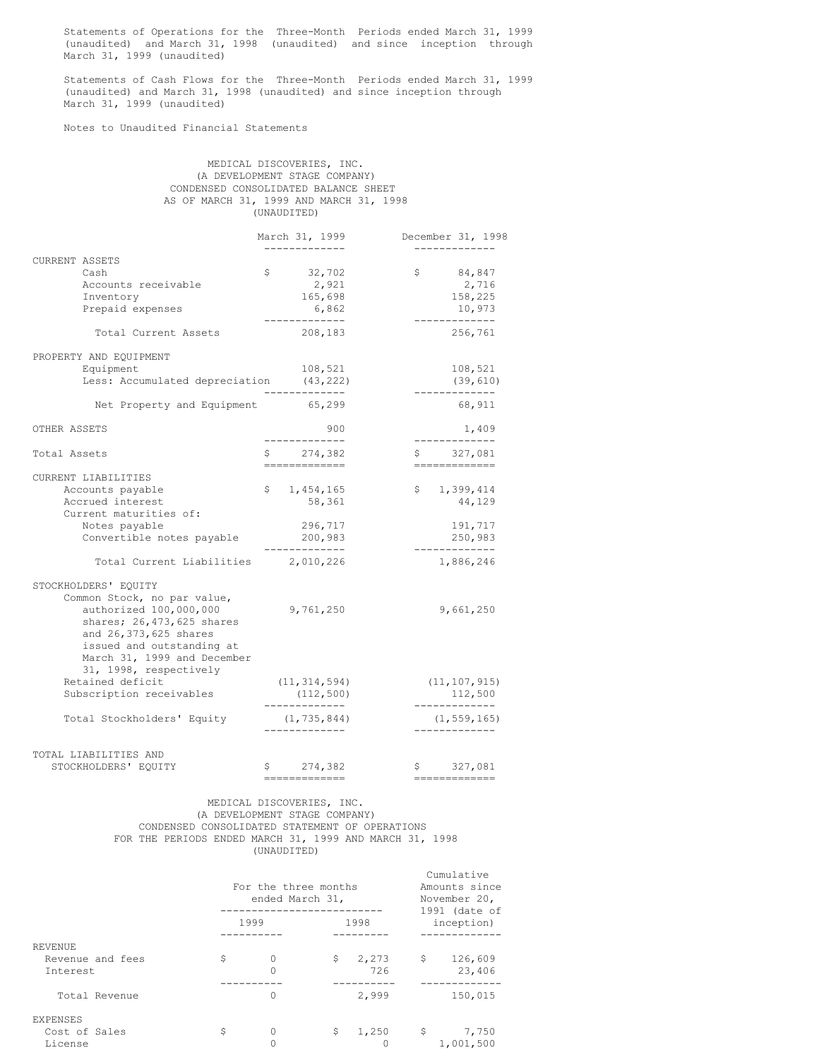Statements of Operations for the Three-Month Periods ended March 31, 1999 (unaudited) and March 31, 1998 (unaudited) and since inception through March 31, 1999 (unaudited)

Statements of Cash Flows for the Three-Month Periods ended March 31, 1999 (unaudited) and March 31, 1998 (unaudited) and since inception through March 31, 1999 (unaudited)

Notes to Unaudited Financial Statements

MEDICAL DISCOVERIES, INC.
(A DEVELOPMENT STAGE COMPANY)
CONDENSED CONSOLIDATED BALANCE SHEET
AS OF MARCH 31, 1999 AND MARCH 31, 1998
(UNAUDITED)

| | March 31, 1999 | December 31, 1998 |
|---|---|---|
| CURRENT ASSETS | | |
| Cash | $ 32,702 | $ 84,847 |
| Accounts receivable | 2,921 | 2,716 |
| Inventory | 165,698 | 158,225 |
| Prepaid expenses | 6,862 | 10,973 |
| Total Current Assets | 208,183 | 256,761 |
| PROPERTY AND EQUIPMENT | | |
| Equipment | 108,521 | 108,521 |
| Less: Accumulated depreciation | (43,222) | (39,610) |
| Net Property and Equipment | 65,299 | 68,911 |
| OTHER ASSETS | 900 | 1,409 |
| Total Assets | $ 274,382 | $ 327,081 |
| CURRENT LIABILITIES | | |
| Accounts payable | $ 1,454,165 | $ 1,399,414 |
| Accrued interest | 58,361 | 44,129 |
| Current maturities of: | | |
| Notes payable | 296,717 | 191,717 |
| Convertible notes payable | 200,983 | 250,983 |
| Total Current Liabilities | 2,010,226 | 1,886,246 |
| STOCKHOLDERS' EQUITY | | |
| Common Stock, no par value, authorized 100,000,000 shares; 26,473,625 shares and 26,373,625 shares issued and outstanding at March 31, 1999 and December 31, 1998, respectively | 9,761,250 | 9,661,250 |
| Retained deficit | (11,314,594) | (11,107,915) |
| Subscription receivables | (112,500) | 112,500 |
| Total Stockholders' Equity | (1,735,844) | (1,559,165) |
| TOTAL LIABILITIES AND STOCKHOLDERS' EQUITY | $ 274,382 | $ 327,081 |

MEDICAL DISCOVERIES, INC.
(A DEVELOPMENT STAGE COMPANY)
CONDENSED CONSOLIDATED STATEMENT OF OPERATIONS
FOR THE PERIODS ENDED MARCH 31, 1999 AND MARCH 31, 1998
(UNAUDITED)

| | For the three months ended March 31, | | Cumulative Amounts since November 20, 1991 (date of inception) |
|---|---|---|---|
| | 1999 | 1998 | |
| REVENUE | | | |
| Revenue and fees | $ 0 | $ 2,273 | $ 126,609 |
| Interest | 0 | 726 | 23,406 |
| Total Revenue | 0 | 2,999 | 150,015 |
| EXPENSES | | | |
| Cost of Sales | $ 0 | $ 1,250 | $ 7,750 |
| License | 0 | 0 | 1,001,500 |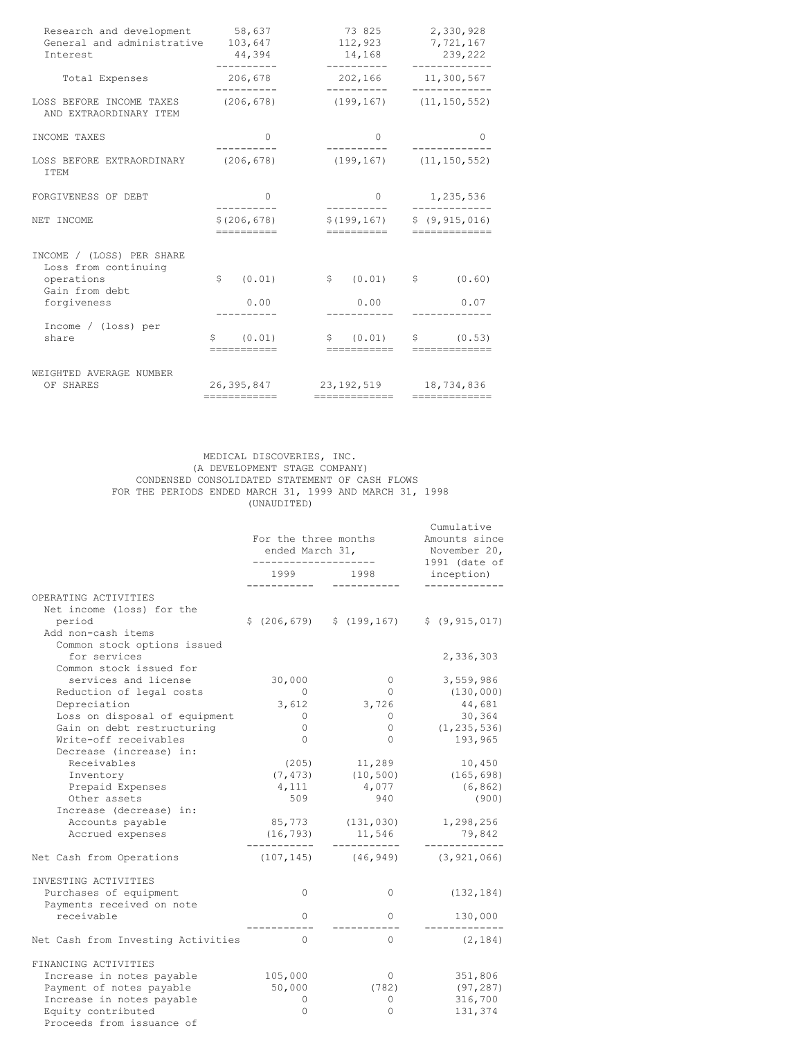| | | | |
|---|---|---|---|
| Research and development | 58,637 | 73 825 | 2,330,928 |
| General and administrative | 103,647 | 112,923 | 7,721,167 |
| Interest | 44,394 | 14,168 | 239,222 |
| Total Expenses | 206,678 | 202,166 | 11,300,567 |
| LOSS BEFORE INCOME TAXES AND EXTRAORDINARY ITEM | (206,678) | (199,167) | (11,150,552) |
| INCOME TAXES | 0 | 0 | 0 |
| LOSS BEFORE EXTRAORDINARY ITEM | (206,678) | (199,167) | (11,150,552) |
| FORGIVENESS OF DEBT | 0 | 0 | 1,235,536 |
| NET INCOME | $(206,678) | $(199,167) | $ (9,915,016) |
| INCOME / (LOSS) PER SHARE | | | |
| Loss from continuing operations | $ (0.01) | $ (0.01) | $ (0.60) |
| Gain from debt forgiveness | 0.00 | 0.00 | 0.07 |
| Income / (loss) per share | $ (0.01) | $ (0.01) | $ (0.53) |
| WEIGHTED AVERAGE NUMBER OF SHARES | 26,395,847 | 23,192,519 | 18,734,836 |

MEDICAL DISCOVERIES, INC.
(A DEVELOPMENT STAGE COMPANY)
CONDENSED CONSOLIDATED STATEMENT OF CASH FLOWS
FOR THE PERIODS ENDED MARCH 31, 1999 AND MARCH 31, 1998
(UNAUDITED)

| | For the three months ended March 31, | | Cumulative Amounts since November 20, 1991 (date of inception) |
|---|---|---|---|
| | 1999 | 1998 | |
| OPERATING ACTIVITIES | | | |
| Net income (loss) for the period | $ (206,679) | $ (199,167) | $ (9,915,017) |
| Add non-cash items | | | |
| Common stock options issued for services | | | 2,336,303 |
| Common stock issued for services and license | 30,000 | 0 | 3,559,986 |
| Reduction of legal costs | 0 | 0 | (130,000) |
| Depreciation | 3,612 | 3,726 | 44,681 |
| Loss on disposal of equipment | 0 | 0 | 30,364 |
| Gain on debt restructuring | 0 | 0 | (1,235,536) |
| Write-off receivables | 0 | 0 | 193,965 |
| Decrease (increase) in: | | | |
| Receivables | (205) | 11,289 | 10,450 |
| Inventory | (7,473) | (10,500) | (165,698) |
| Prepaid Expenses | 4,111 | 4,077 | (6,862) |
| Other assets | 509 | 940 | (900) |
| Increase (decrease) in: | | | |
| Accounts payable | 85,773 | (131,030) | 1,298,256 |
| Accrued expenses | (16,793) | 11,546 | 79,842 |
| Net Cash from Operations | (107,145) | (46,949) | (3,921,066) |
| INVESTING ACTIVITIES | | | |
| Purchases of equipment | 0 | 0 | (132,184) |
| Payments received on note receivable | 0 | 0 | 130,000 |
| Net Cash from Investing Activities | 0 | 0 | (2,184) |
| FINANCING ACTIVITIES | | | |
| Increase in notes payable | 105,000 | 0 | 351,806 |
| Payment of notes payable | 50,000 | (782) | (97,287) |
| Increase in notes payable | 0 | 0 | 316,700 |
| Equity contributed | 0 | 0 | 131,374 |
| Proceeds from issuance of | | | |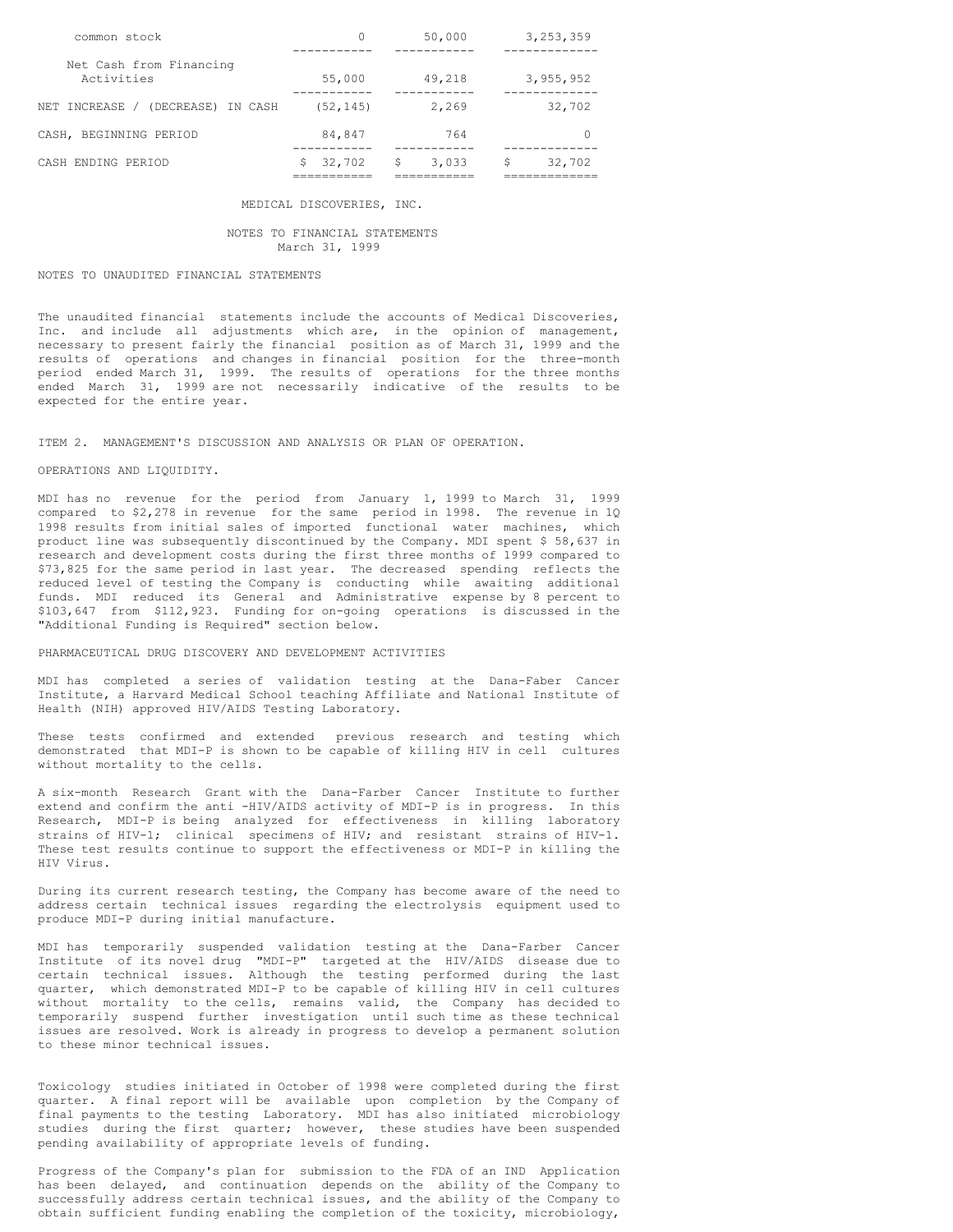| | | | |
|---|---|---|---|
| common stock | 0 | 50,000 | 3,253,359 |
| Net Cash from Financing Activities | 55,000 | 49,218 | 3,955,952 |
| NET INCREASE / (DECREASE) IN CASH | (52,145) | 2,269 | 32,702 |
| CASH, BEGINNING PERIOD | 84,847 | 764 | 0 |
| CASH ENDING PERIOD | $ 32,702 | $ 3,033 | $ 32,702 |

MEDICAL DISCOVERIES, INC.

NOTES TO FINANCIAL STATEMENTS
March 31, 1999

NOTES TO UNAUDITED FINANCIAL STATEMENTS

The unaudited financial statements include the accounts of Medical Discoveries, Inc. and include all adjustments which are, in the opinion of management, necessary to present fairly the financial position as of March 31, 1999 and the results of operations and changes in financial position for the three-month period ended March 31, 1999. The results of operations for the three months ended March 31, 1999 are not necessarily indicative of the results to be expected for the entire year.

## ITEM 2. MANAGEMENT'S DISCUSSION AND ANALYSIS OR PLAN OF OPERATION.

### OPERATIONS AND LIQUIDITY.

MDI has no revenue for the period from January 1, 1999 to March 31, 1999 compared to $2,278 in revenue for the same period in 1998. The revenue in 1Q 1998 results from initial sales of imported functional water machines, which product line was subsequently discontinued by the Company. MDI spent $ 58,637 in research and development costs during the first three months of 1999 compared to $73,825 for the same period in last year. The decreased spending reflects the reduced level of testing the Company is conducting while awaiting additional funds. MDI reduced its General and Administrative expense by 8 percent to $103,647 from $112,923. Funding for on-going operations is discussed in the "Additional Funding is Required" section below.

### PHARMACEUTICAL DRUG DISCOVERY AND DEVELOPMENT ACTIVITIES

MDI has completed a series of validation testing at the Dana-Faber Cancer Institute, a Harvard Medical School teaching Affiliate and National Institute of Health (NIH) approved HIV/AIDS Testing Laboratory.

These tests confirmed and extended previous research and testing which demonstrated that MDI-P is shown to be capable of killing HIV in cell cultures without mortality to the cells.

A six-month Research Grant with the Dana-Farber Cancer Institute to further extend and confirm the anti -HIV/AIDS activity of MDI-P is in progress. In this Research, MDI-P is being analyzed for effectiveness in killing laboratory strains of HIV-1; clinical specimens of HIV; and resistant strains of HIV-1. These test results continue to support the effectiveness or MDI-P in killing the HIV Virus.

During its current research testing, the Company has become aware of the need to address certain technical issues regarding the electrolysis equipment used to produce MDI-P during initial manufacture.

MDI has temporarily suspended validation testing at the Dana-Farber Cancer Institute of its novel drug "MDI-P" targeted at the HIV/AIDS disease due to certain technical issues. Although the testing performed during the last quarter, which demonstrated MDI-P to be capable of killing HIV in cell cultures without mortality to the cells, remains valid, the Company has decided to temporarily suspend further investigation until such time as these technical issues are resolved. Work is already in progress to develop a permanent solution to these minor technical issues.

Toxicology studies initiated in October of 1998 were completed during the first quarter. A final report will be available upon completion by the Company of final payments to the testing Laboratory. MDI has also initiated microbiology studies during the first quarter; however, these studies have been suspended pending availability of appropriate levels of funding.

Progress of the Company's plan for submission to the FDA of an IND Application has been delayed, and continuation depends on the ability of the Company to successfully address certain technical issues, and the ability of the Company to obtain sufficient funding enabling the completion of the toxicity, microbiology,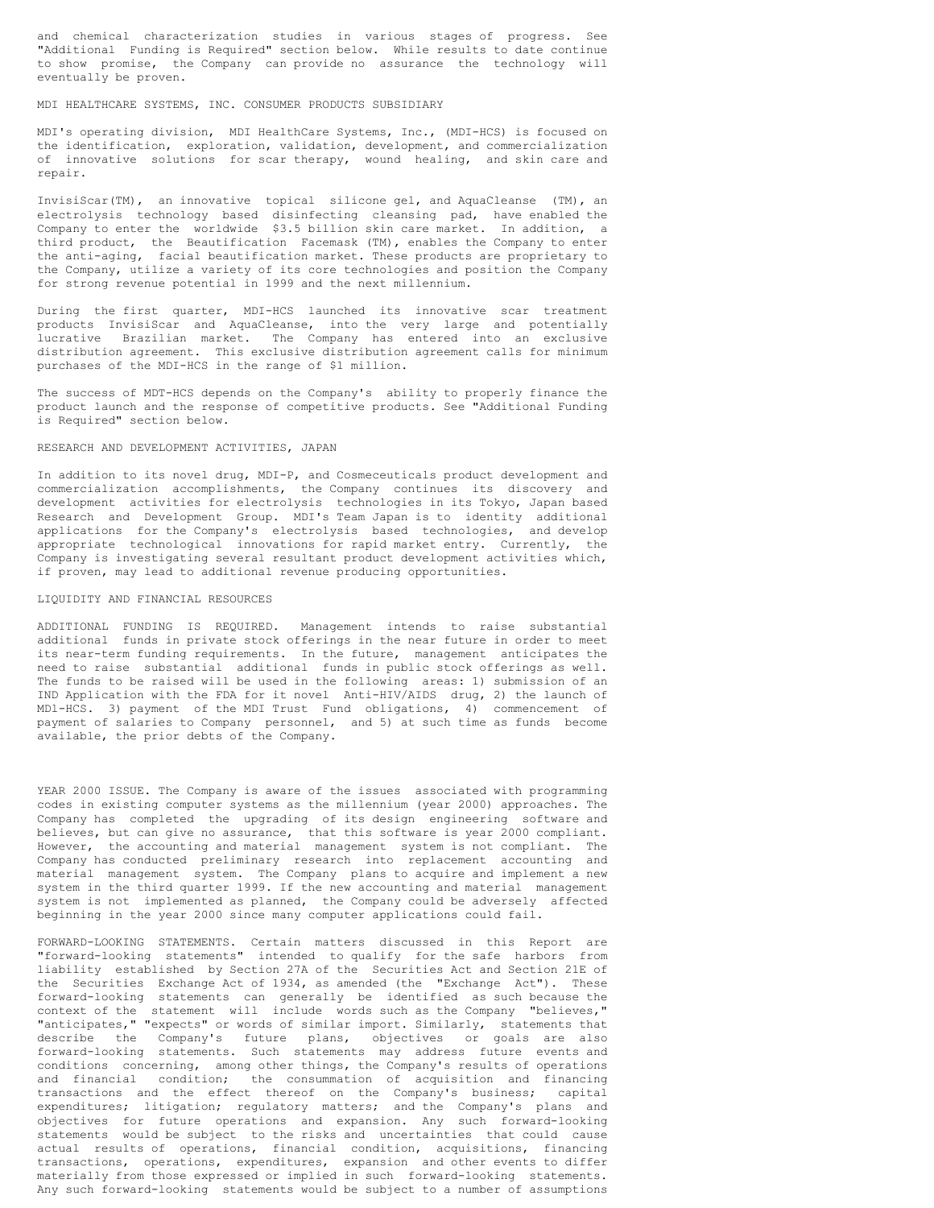and chemical characterization studies in various stages of progress. See "Additional Funding is Required" section below. While results to date continue to show promise, the Company can provide no assurance the technology will eventually be proven.

## MDI HEALTHCARE SYSTEMS, INC. CONSUMER PRODUCTS SUBSIDIARY

MDI's operating division, MDI HealthCare Systems, Inc., (MDI-HCS) is focused on the identification, exploration, validation, development, and commercialization of innovative solutions for scar therapy, wound healing, and skin care and repair.

InvisiScar(TM), an innovative topical silicone gel, and AquaCleanse (TM), an electrolysis technology based disinfecting cleansing pad, have enabled the Company to enter the worldwide $3.5 billion skin care market. In addition, a third product, the Beautification Facemask (TM), enables the Company to enter the anti-aging, facial beautification market. These products are proprietary to the Company, utilize a variety of its core technologies and position the Company for strong revenue potential in 1999 and the next millennium.

During the first quarter, MDI-HCS launched its innovative scar treatment products InvisiScar and AquaCleanse, into the very large and potentially lucrative Brazilian market. The Company has entered into an exclusive distribution agreement. This exclusive distribution agreement calls for minimum purchases of the MDI-HCS in the range of $1 million.

The success of MDT-HCS depends on the Company's ability to properly finance the product launch and the response of competitive products. See "Additional Funding is Required" section below.

## RESEARCH AND DEVELOPMENT ACTIVITIES, JAPAN

In addition to its novel drug, MDI-P, and Cosmeceuticals product development and commercialization accomplishments, the Company continues its discovery and development activities for electrolysis technologies in its Tokyo, Japan based Research and Development Group. MDI's Team Japan is to identity additional applications for the Company's electrolysis based technologies, and develop appropriate technological innovations for rapid market entry. Currently, the Company is investigating several resultant product development activities which, if proven, may lead to additional revenue producing opportunities.

## LIQUIDITY AND FINANCIAL RESOURCES

ADDITIONAL FUNDING IS REQUIRED. Management intends to raise substantial additional funds in private stock offerings in the near future in order to meet its near-term funding requirements. In the future, management anticipates the need to raise substantial additional funds in public stock offerings as well. The funds to be raised will be used in the following areas: 1) submission of an IND Application with the FDA for it novel Anti-HIV/AIDS drug, 2) the launch of MDl-HCS. 3) payment of the MDI Trust Fund obligations, 4) commencement of payment of salaries to Company personnel, and 5) at such time as funds become available, the prior debts of the Company.

YEAR 2000 ISSUE. The Company is aware of the issues associated with programming codes in existing computer systems as the millennium (year 2000) approaches. The Company has completed the upgrading of its design engineering software and believes, but can give no assurance, that this software is year 2000 compliant. However, the accounting and material management system is not compliant. The Company has conducted preliminary research into replacement accounting and material management system. The Company plans to acquire and implement a new system in the third quarter 1999. If the new accounting and material management system is not implemented as planned, the Company could be adversely affected beginning in the year 2000 since many computer applications could fail.

FORWARD-LOOKING STATEMENTS. Certain matters discussed in this Report are "forward-looking statements" intended to qualify for the safe harbors from liability established by Section 27A of the Securities Act and Section 21E of the Securities Exchange Act of 1934, as amended (the "Exchange Act"). These forward-looking statements can generally be identified as such because the context of the statement will include words such as the Company "believes," "anticipates," "expects" or words of similar import. Similarly, statements that describe the Company's future plans, objectives or goals are also forward-looking statements. Such statements may address future events and conditions concerning, among other things, the Company's results of operations and financial condition; the consummation of acquisition and financing transactions and the effect thereof on the Company's business; capital expenditures; litigation; regulatory matters; and the Company's plans and objectives for future operations and expansion. Any such forward-looking statements would be subject to the risks and uncertainties that could cause actual results of operations, financial condition, acquisitions, financing transactions, operations, expenditures, expansion and other events to differ materially from those expressed or implied in such forward-looking statements. Any such forward-looking statements would be subject to a number of assumptions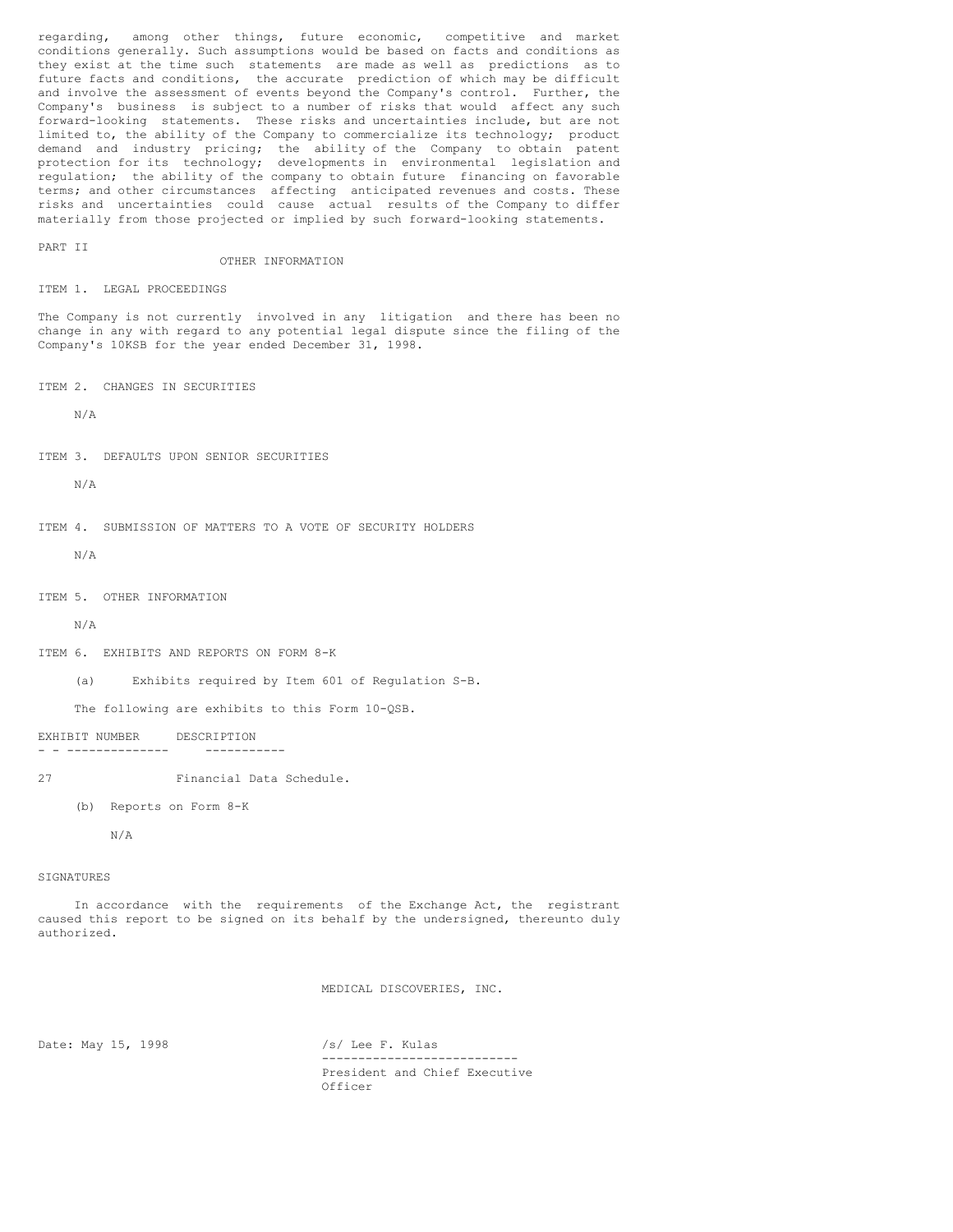regarding, among other things, future economic, competitive and market conditions generally. Such assumptions would be based on facts and conditions as they exist at the time such statements are made as well as predictions as to future facts and conditions, the accurate prediction of which may be difficult and involve the assessment of events beyond the Company's control. Further, the Company's business is subject to a number of risks that would affect any such forward-looking statements. These risks and uncertainties include, but are not limited to, the ability of the Company to commercialize its technology; product demand and industry pricing; the ability of the Company to obtain patent protection for its technology; developments in environmental legislation and regulation; the ability of the company to obtain future financing on favorable terms; and other circumstances affecting anticipated revenues and costs. These risks and uncertainties could cause actual results of the Company to differ materially from those projected or implied by such forward-looking statements.

## PART II

## OTHER INFORMATION

### ITEM 1. LEGAL PROCEEDINGS

The Company is not currently involved in any litigation and there has been no change in any with regard to any potential legal dispute since the filing of the Company's 10KSB for the year ended December 31, 1998.

### ITEM 2. CHANGES IN SECURITIES

N/A

### ITEM 3. DEFAULTS UPON SENIOR SECURITIES

N/A

### ITEM 4. SUBMISSION OF MATTERS TO A VOTE OF SECURITY HOLDERS

N/A

### ITEM 5. OTHER INFORMATION

N/A

### ITEM 6. EXHIBITS AND REPORTS ON FORM 8-K

(a) Exhibits required by Item 601 of Regulation S-B.

The following are exhibits to this Form 10-QSB.

| EXHIBIT NUMBER | DESCRIPTION |
|---|---|
| 27 | Financial Data Schedule. |

(b) Reports on Form 8-K

N/A

## SIGNATURES

In accordance with the requirements of the Exchange Act, the registrant caused this report to be signed on its behalf by the undersigned, thereunto duly authorized.

MEDICAL DISCOVERIES, INC.

Date: May 15, 1998

/s/ Lee F. Kulas

President and Chief Executive Officer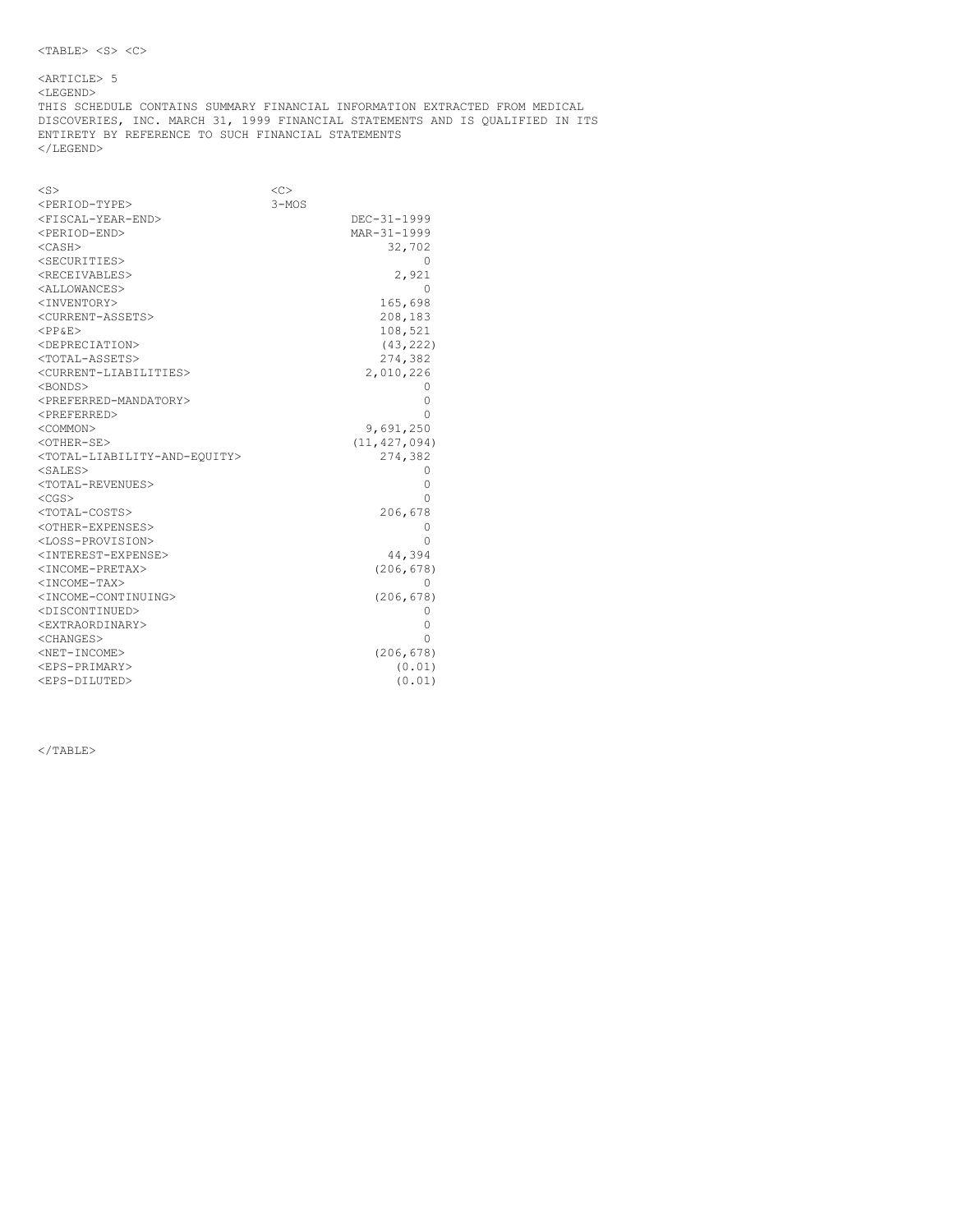<TABLE> <S> <C>

<ARTICLE> 5
<LEGEND>
THIS SCHEDULE CONTAINS SUMMARY FINANCIAL INFORMATION EXTRACTED FROM MEDICAL DISCOVERIES, INC. MARCH 31, 1999 FINANCIAL STATEMENTS AND IS QUALIFIED IN ITS ENTIRETY BY REFERENCE TO SUCH FINANCIAL STATEMENTS
</LEGEND>

| <S> | <C> |
|---|---|
| <PERIOD-TYPE> | 3-MOS |
| <FISCAL-YEAR-END> | DEC-31-1999 |
| <PERIOD-END> | MAR-31-1999 |
| <CASH> | 32,702 |
| <SECURITIES> | 0 |
| <RECEIVABLES> | 2,921 |
| <ALLOWANCES> | 0 |
| <INVENTORY> | 165,698 |
| <CURRENT-ASSETS> | 208,183 |
| <PP&E> | 108,521 |
| <DEPRECIATION> | (43,222) |
| <TOTAL-ASSETS> | 274,382 |
| <CURRENT-LIABILITIES> | 2,010,226 |
| <BONDS> | 0 |
| <PREFERRED-MANDATORY> | 0 |
| <PREFERRED> | 0 |
| <COMMON> | 9,691,250 |
| <OTHER-SE> | (11,427,094) |
| <TOTAL-LIABILITY-AND-EQUITY> | 274,382 |
| <SALES> | 0 |
| <TOTAL-REVENUES> | 0 |
| <CGS> | 0 |
| <TOTAL-COSTS> | 206,678 |
| <OTHER-EXPENSES> | 0 |
| <LOSS-PROVISION> | 0 |
| <INTEREST-EXPENSE> | 44,394 |
| <INCOME-PRETAX> | (206,678) |
| <INCOME-TAX> | 0 |
| <INCOME-CONTINUING> | (206,678) |
| <DISCONTINUED> | 0 |
| <EXTRAORDINARY> | 0 |
| <CHANGES> | 0 |
| <NET-INCOME> | (206,678) |
| <EPS-PRIMARY> | (0.01) |
| <EPS-DILUTED> | (0.01) |

</TABLE>